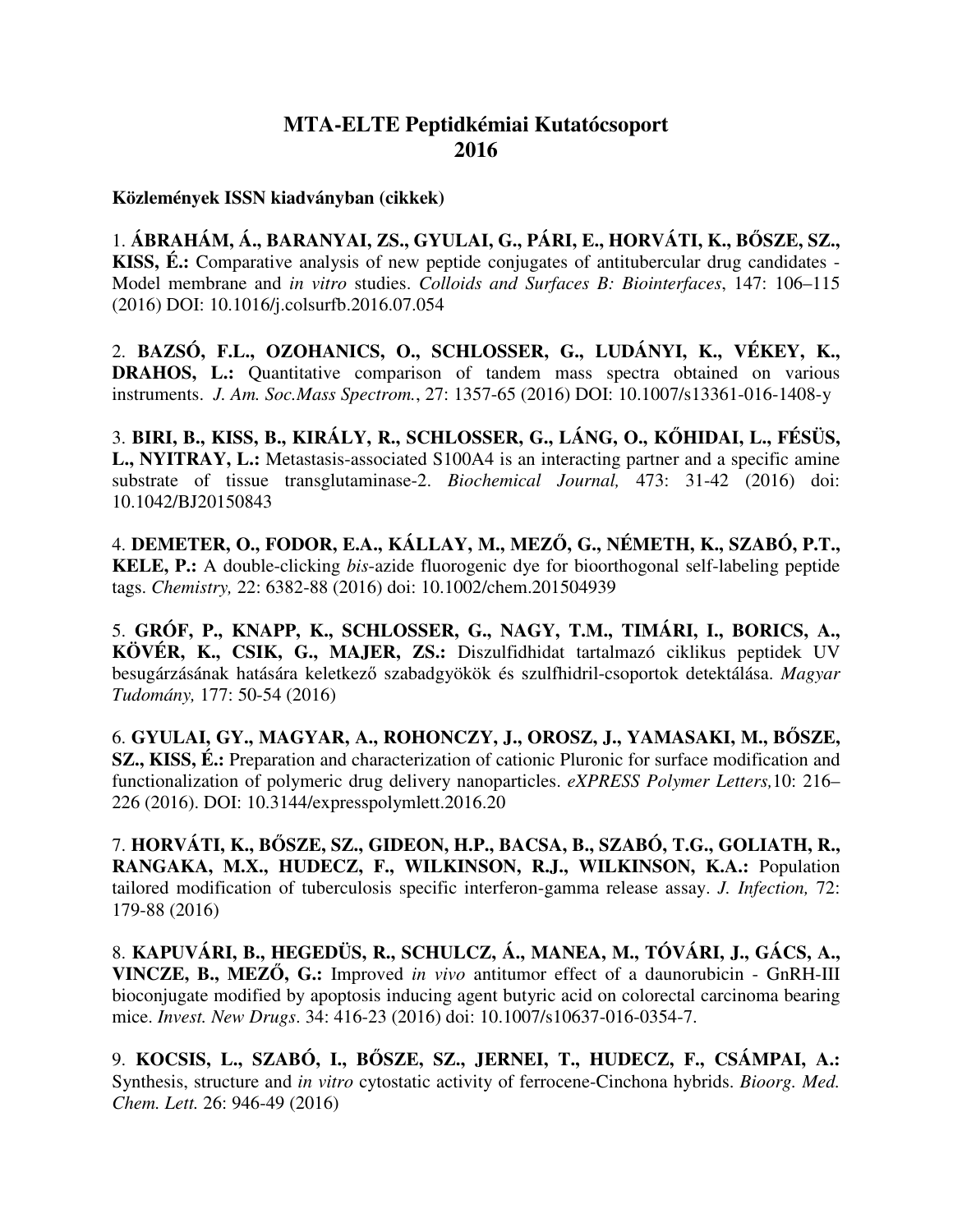# MTA-ELTE Peptidkémiai Kutatócsoport
# 2016

**Közlemények ISSN kiadványban (cikkek)**

1. **ÁBRAHÁM, Á., BARANYAI, ZS., GYULAI, G., PÁRI, E., HORVÁTI, K., BŐSZE, SZ., KISS, É.:** Comparative analysis of new peptide conjugates of antitubercular drug candidates - Model membrane and *in vitro* studies. *Colloids and Surfaces B: Biointerfaces*, 147: 106–115 (2016) DOI: 10.1016/j.colsurfb.2016.07.054

2. **BAZSÓ, F.L., OZOHANICS, O., SCHLOSSER, G., LUDÁNYI, K., VÉKEY, K., DRAHOS, L.:** Quantitative comparison of tandem mass spectra obtained on various instruments. *J. Am. Soc.Mass Spectrom.*, 27: 1357-65 (2016) DOI: 10.1007/s13361-016-1408-y

3. **BIRI, B., KISS, B., KIRÁLY, R., SCHLOSSER, G., LÁNG, O., KŐHIDAI, L., FÉSÜS, L., NYITRAY, L.:** Metastasis-associated S100A4 is an interacting partner and a specific amine substrate of tissue transglutaminase-2. *Biochemical Journal,* 473: 31-42 (2016) doi: 10.1042/BJ20150843

4. **DEMETER, O., FODOR, E.A., KÁLLAY, M., MEZŐ, G., NÉMETH, K., SZABÓ, P.T., KELE, P.:** A double-clicking *bis*-azide fluorogenic dye for bioorthogonal self-labeling peptide tags. *Chemistry,* 22: 6382-88 (2016) doi: 10.1002/chem.201504939

5. **GRÓF, P., KNAPP, K., SCHLOSSER, G., NAGY, T.M., TIMÁRI, I., BORICS, A., KÖVÉR, K., CSIK, G., MAJER, ZS.:** Diszulfidhidat tartalmazó ciklikus peptidek UV besugárzásának hatására keletkező szabadgyökök és szulfhidril-csoportok detektálása. *Magyar Tudomány,* 177: 50-54 (2016)

6. **GYULAI, GY., MAGYAR, A., ROHONCZY, J., OROSZ, J., YAMASAKI, M., BŐSZE, SZ., KISS, É.:** Preparation and characterization of cationic Pluronic for surface modification and functionalization of polymeric drug delivery nanoparticles. *eXPRESS Polymer Letters,*10: 216–226 (2016). DOI: 10.3144/expresspolymlett.2016.20

7. **HORVÁTI, K., BŐSZE, SZ., GIDEON, H.P., BACSA, B., SZABÓ, T.G., GOLIATH, R., RANGAKA, M.X., HUDECZ, F., WILKINSON, R.J., WILKINSON, K.A.:** Population tailored modification of tuberculosis specific interferon-gamma release assay. *J. Infection,* 72: 179-88 (2016)

8. **KAPUVÁRI, B., HEGEDÜS, R., SCHULCZ, Á., MANEA, M., TÓVÁRI, J., GÁCS, A., VINCZE, B., MEZŐ, G.:** Improved *in vivo* antitumor effect of a daunorubicin - GnRH-III bioconjugate modified by apoptosis inducing agent butyric acid on colorectal carcinoma bearing mice. *Invest. New Drugs*. 34: 416-23 (2016) doi: 10.1007/s10637-016-0354-7.

9. **KOCSIS, L., SZABÓ, I., BŐSZE, SZ., JERNEI, T., HUDECZ, F., CSÁMPAI, A.:** Synthesis, structure and *in vitro* cytostatic activity of ferrocene-Cinchona hybrids. *Bioorg. Med. Chem. Lett.* 26: 946-49 (2016)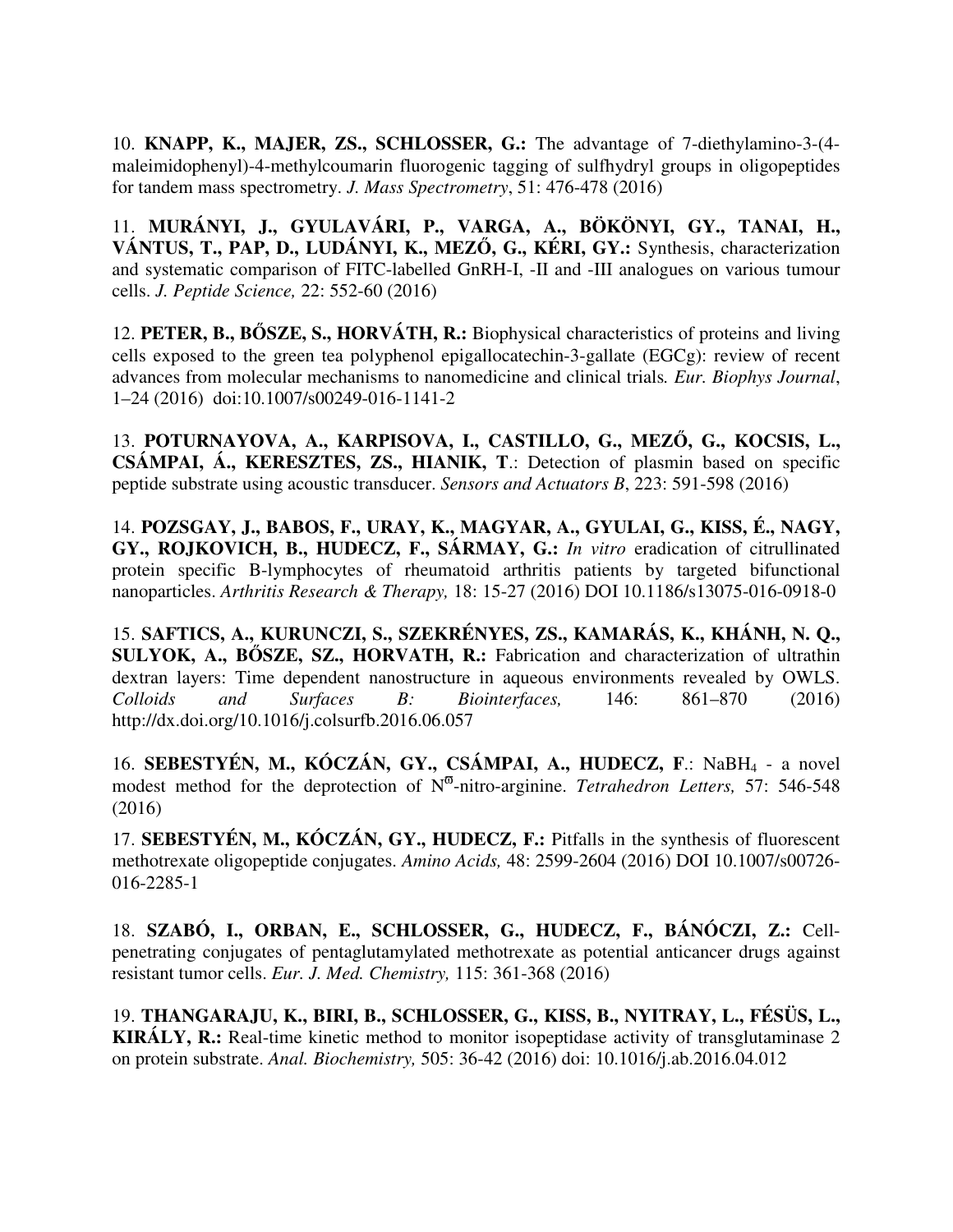10. **KNAPP, K., MAJER, ZS., SCHLOSSER, G.:** The advantage of 7-diethylamino-3-(4-maleimidophenyl)-4-methylcoumarin fluorogenic tagging of sulfhydryl groups in oligopeptides for tandem mass spectrometry. *J. Mass Spectrometry*, 51: 476-478 (2016)

11. **MURÁNYI, J., GYULAVÁRI, P., VARGA, A., BÖKÖNYI, GY., TANAI, H., VÁNTUS, T., PAP, D., LUDÁNYI, K., MEZŐ, G., KÉRI, GY.:** Synthesis, characterization and systematic comparison of FITC-labelled GnRH-I, -II and -III analogues on various tumour cells. *J. Peptide Science,* 22: 552-60 (2016)

12. **PETER, B., BŐSZE, S., HORVÁTH, R.:** Biophysical characteristics of proteins and living cells exposed to the green tea polyphenol epigallocatechin-3-gallate (EGCg): review of recent advances from molecular mechanisms to nanomedicine and clinical trials*. Eur. Biophys Journal*, 1–24 (2016) doi:10.1007/s00249-016-1141-2

13. **POTURNAYOVA, A., KARPISOVA, I., CASTILLO, G., MEZŐ, G., KOCSIS, L., CSÁMPAI, Á., KERESZTES, ZS., HIANIK, T**.: Detection of plasmin based on specific peptide substrate using acoustic transducer. *Sensors and Actuators B*, 223: 591-598 (2016)

14. **POZSGAY, J., BABOS, F., URAY, K., MAGYAR, A., GYULAI, G., KISS, É., NAGY, GY., ROJKOVICH, B., HUDECZ, F., SÁRMAY, G.:** *In vitro* eradication of citrullinated protein specific B-lymphocytes of rheumatoid arthritis patients by targeted bifunctional nanoparticles. *Arthritis Research & Therapy,* 18: 15-27 (2016) DOI 10.1186/s13075-016-0918-0

15. **SAFTICS, A., KURUNCZI, S., SZEKRÉNYES, ZS., KAMARÁS, K., KHÁNH, N. Q., SULYOK, A., BŐSZE, SZ., HORVATH, R.:** Fabrication and characterization of ultrathin dextran layers: Time dependent nanostructure in aqueous environments revealed by OWLS. *Colloids and Surfaces B: Biointerfaces,* 146: 861–870 (2016) http://dx.doi.org/10.1016/j.colsurfb.2016.06.057

16. **SEBESTYÉN, M., KÓCZÁN, GY., CSÁMPAI, A., HUDECZ, F**.: $NaBH_4$ - a novel modest method for the deprotection of $N^{\omega}$-nitro-arginine. *Tetrahedron Letters,* 57: 546-548 (2016)

17. **SEBESTYÉN, M., KÓCZÁN, GY., HUDECZ, F.:** Pitfalls in the synthesis of fluorescent methotrexate oligopeptide conjugates. *Amino Acids,* 48: 2599-2604 (2016) DOI 10.1007/s00726-016-2285-1

18. **SZABÓ, I., ORBAN, E., SCHLOSSER, G., HUDECZ, F., BÁNÓCZI, Z.:** Cell-penetrating conjugates of pentaglutamylated methotrexate as potential anticancer drugs against resistant tumor cells. *Eur. J. Med. Chemistry,* 115: 361-368 (2016)

19. **THANGARAJU, K., BIRI, B., SCHLOSSER, G., KISS, B., NYITRAY, L., FÉSÜS, L., KIRÁLY, R.:** Real-time kinetic method to monitor isopeptidase activity of transglutaminase 2 on protein substrate. *Anal. Biochemistry,* 505: 36-42 (2016) doi: 10.1016/j.ab.2016.04.012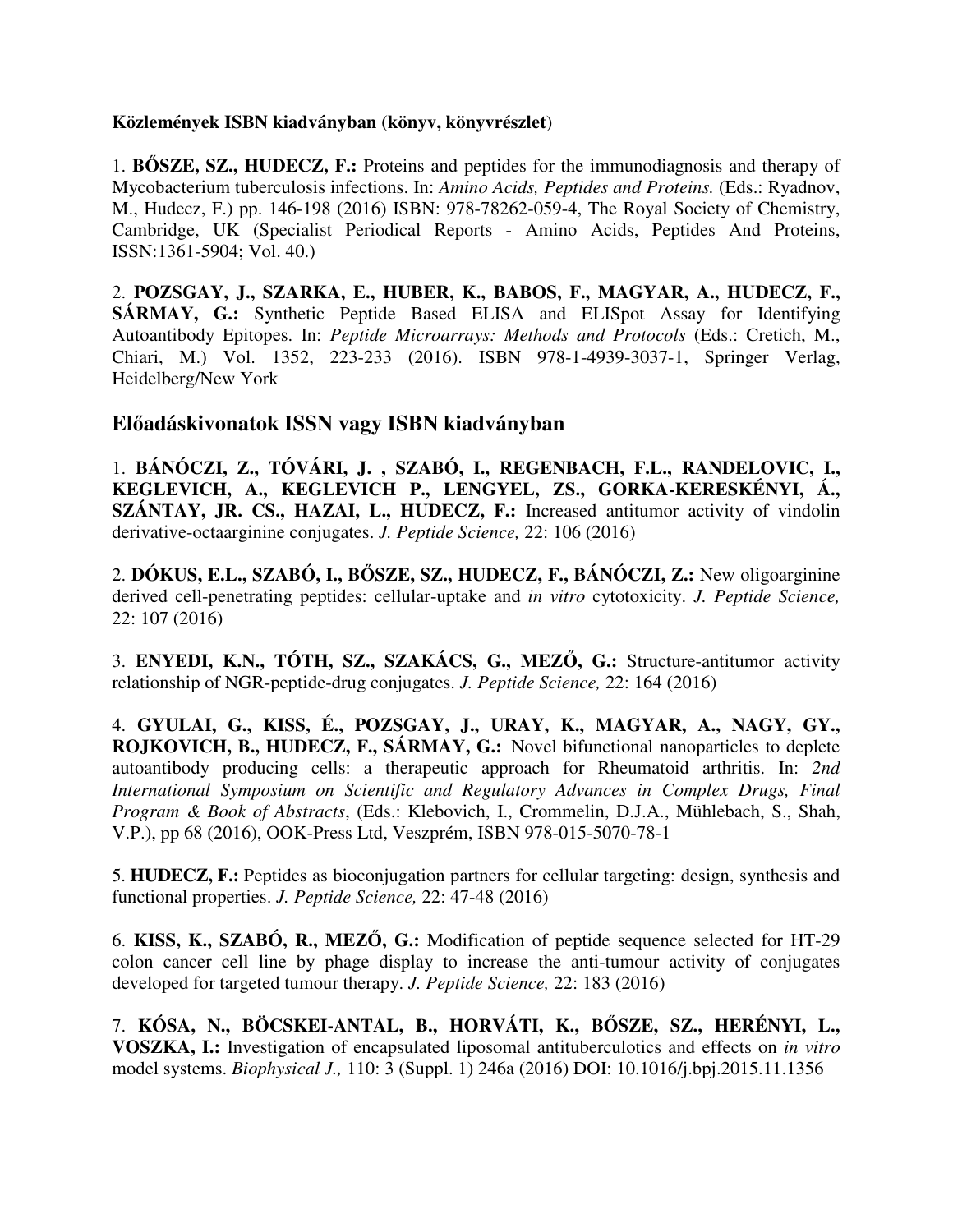**Közlemények ISBN kiadványban (könyv, könyvrészlet)**

1. **BŐSZE, SZ., HUDECZ, F.:** Proteins and peptides for the immunodiagnosis and therapy of Mycobacterium tuberculosis infections. In: *Amino Acids, Peptides and Proteins.* (Eds.: Ryadnov, M., Hudecz, F.) pp. 146-198 (2016) ISBN: 978-78262-059-4, The Royal Society of Chemistry, Cambridge, UK (Specialist Periodical Reports - Amino Acids, Peptides And Proteins, ISSN:1361-5904; Vol. 40.)

2. **POZSGAY, J., SZARKA, E., HUBER, K., BABOS, F., MAGYAR, A., HUDECZ, F., SÁRMAY, G.:** Synthetic Peptide Based ELISA and ELISpot Assay for Identifying Autoantibody Epitopes. In: *Peptide Microarrays: Methods and Protocols* (Eds.: Cretich, M., Chiari, M.) Vol. 1352, 223-233 (2016). ISBN 978-1-4939-3037-1, Springer Verlag, Heidelberg/New York

## Előadáskivonatok ISSN vagy ISBN kiadványban

1. **BÁNÓCZI, Z., TÓVÁRI, J. , SZABÓ, I., REGENBACH, F.L., RANDELOVIC, I., KEGLEVICH, A., KEGLEVICH P., LENGYEL, ZS., GORKA-KERESKÉNYI, Á., SZÁNTAY, JR. CS., HAZAI, L., HUDECZ, F.:** Increased antitumor activity of vindolin derivative-octaarginine conjugates. *J. Peptide Science,* 22: 106 (2016)

2. **DÓKUS, E.L., SZABÓ, I., BŐSZE, SZ., HUDECZ, F., BÁNÓCZI, Z.:** New oligoarginine derived cell-penetrating peptides: cellular-uptake and *in vitro* cytotoxicity. *J. Peptide Science,* 22: 107 (2016)

3. **ENYEDI, K.N., TÓTH, SZ., SZAKÁCS, G., MEZŐ, G.:** Structure-antitumor activity relationship of NGR-peptide-drug conjugates. *J. Peptide Science,* 22: 164 (2016)

4. **GYULAI, G., KISS, É., POZSGAY, J., URAY, K., MAGYAR, A., NAGY, GY., ROJKOVICH, B., HUDECZ, F., SÁRMAY, G.:** Novel bifunctional nanoparticles to deplete autoantibody producing cells: a therapeutic approach for Rheumatoid arthritis. In: *2nd International Symposium on Scientific and Regulatory Advances in Complex Drugs, Final Program & Book of Abstracts*, (Eds.: Klebovich, I., Crommelin, D.J.A., Mühlebach, S., Shah, V.P.), pp 68 (2016), OOK-Press Ltd, Veszprém, ISBN 978-015-5070-78-1

5. **HUDECZ, F.:** Peptides as bioconjugation partners for cellular targeting: design, synthesis and functional properties. *J. Peptide Science,* 22: 47-48 (2016)

6. **KISS, K., SZABÓ, R., MEZŐ, G.:** Modification of peptide sequence selected for HT-29 colon cancer cell line by phage display to increase the anti-tumour activity of conjugates developed for targeted tumour therapy. *J. Peptide Science,* 22: 183 (2016)

7. **KÓSA, N., BÖCSKEI-ANTAL, B., HORVÁTI, K., BŐSZE, SZ., HERÉNYI, L., VOSZKA, I.:** Investigation of encapsulated liposomal antituberculotics and effects on *in vitro* model systems. *Biophysical J.,* 110: 3 (Suppl. 1) 246a (2016) DOI: 10.1016/j.bpj.2015.11.1356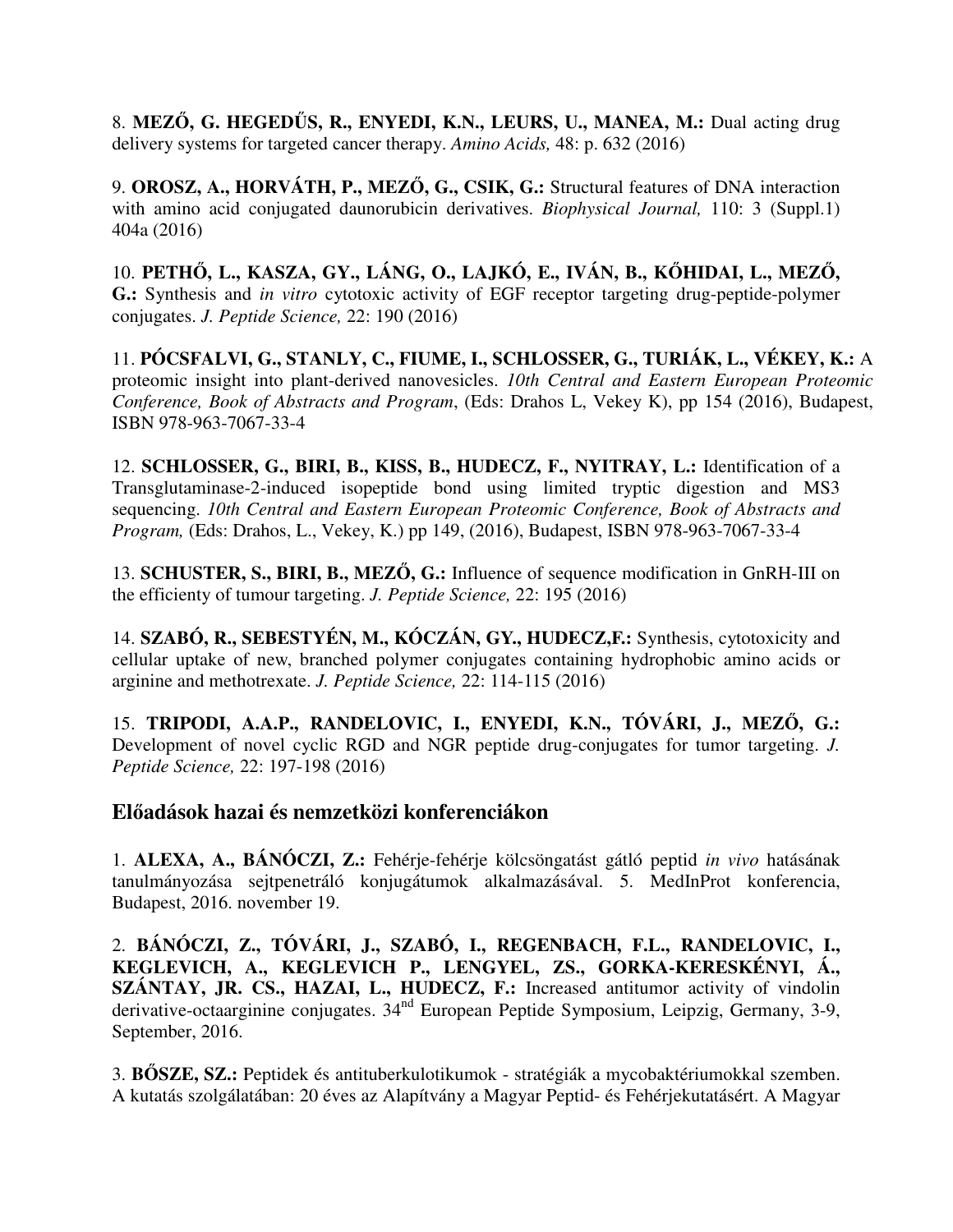8. **MEZŐ, G. HEGEDŰS, R., ENYEDI, K.N., LEURS, U., MANEA, M.:** Dual acting drug delivery systems for targeted cancer therapy. *Amino Acids,* 48: p. 632 (2016)

9. **OROSZ, A., HORVÁTH, P., MEZŐ, G., CSIK, G.:** Structural features of DNA interaction with amino acid conjugated daunorubicin derivatives. *Biophysical Journal,* 110: 3 (Suppl.1) 404a (2016)

10. **PETHŐ, L., KASZA, GY., LÁNG, O., LAJKÓ, E., IVÁN, B., KŐHIDAI, L., MEZŐ, G.:** Synthesis and *in vitro* cytotoxic activity of EGF receptor targeting drug-peptide-polymer conjugates. *J. Peptide Science,* 22: 190 (2016)

11. **PÓCSFALVI, G., STANLY, C., FIUME, I., SCHLOSSER, G., TURIÁK, L., VÉKEY, K.:** A proteomic insight into plant-derived nanovesicles. *10th Central and Eastern European Proteomic Conference, Book of Abstracts and Program*, (Eds: Drahos L, Vekey K), pp 154 (2016), Budapest, ISBN 978-963-7067-33-4

12. **SCHLOSSER, G., BIRI, B., KISS, B., HUDECZ, F., NYITRAY, L.:** Identification of a Transglutaminase-2-induced isopeptide bond using limited tryptic digestion and MS3 sequencing. *10th Central and Eastern European Proteomic Conference, Book of Abstracts and Program,* (Eds: Drahos, L., Vekey, K.) pp 149, (2016), Budapest, ISBN 978-963-7067-33-4

13. **SCHUSTER, S., BIRI, B., MEZŐ, G.:** Influence of sequence modification in GnRH-III on the efficienty of tumour targeting. *J. Peptide Science,* 22: 195 (2016)

14. **SZABÓ, R., SEBESTYÉN, M., KÓCZÁN, GY., HUDECZ,F.:** Synthesis, cytotoxicity and cellular uptake of new, branched polymer conjugates containing hydrophobic amino acids or arginine and methotrexate. *J. Peptide Science,* 22: 114-115 (2016)

15. **TRIPODI, A.A.P., RANDELOVIC, I., ENYEDI, K.N., TÓVÁRI, J., MEZŐ, G.:** Development of novel cyclic RGD and NGR peptide drug-conjugates for tumor targeting. *J. Peptide Science,* 22: 197-198 (2016)

## Előadások hazai és nemzetközi konferenciákon

1. **ALEXA, A., BÁNÓCZI, Z.:** Fehérje-fehérje kölcsöngatást gátló peptid *in vivo* hatásának tanulmányozása sejtpenetráló konjugátumok alkalmazásával. 5. MedInProt konferencia, Budapest, 2016. november 19.

2. **BÁNÓCZI, Z., TÓVÁRI, J., SZABÓ, I., REGENBACH, F.L., RANDELOVIC, I., KEGLEVICH, A., KEGLEVICH P., LENGYEL, ZS., GORKA-KERESKÉNYI, Á., SZÁNTAY, JR. CS., HAZAI, L., HUDECZ, F.:** Increased antitumor activity of vindolin derivative-octaarginine conjugates. 34[nd] European Peptide Symposium, Leipzig, Germany, 3-9, September, 2016.

3. **BŐSZE, SZ.:** Peptidek és antituberkulotikumok - stratégiák a mycobaktériumokkal szemben. A kutatás szolgálatában: 20 éves az Alapítvány a Magyar Peptid- és Fehérjekutatásért. A Magyar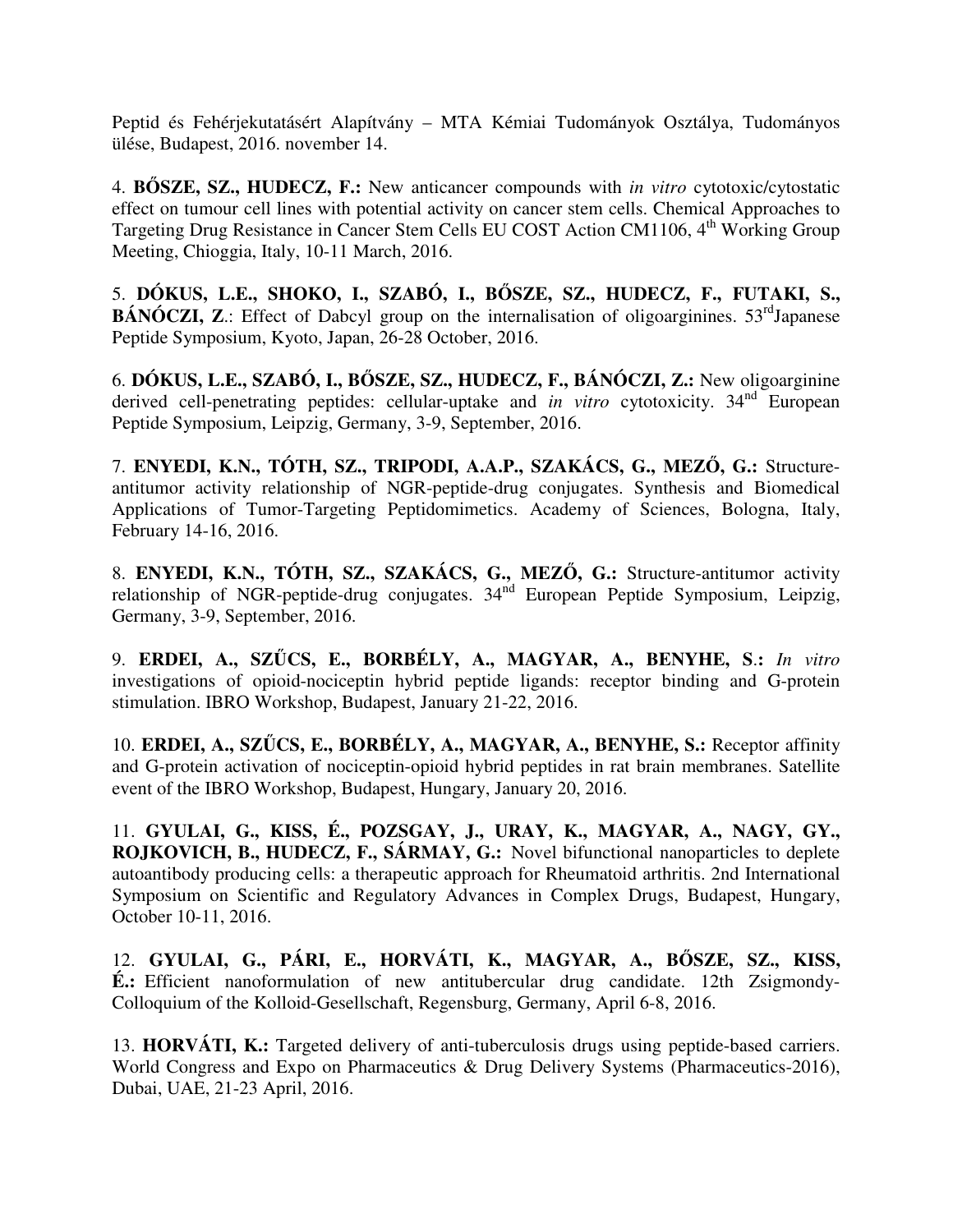Peptid és Fehérjekutatásért Alapítvány – MTA Kémiai Tudományok Osztálya, Tudományos ülése, Budapest, 2016. november 14.

4. **BŐSZE, SZ., HUDECZ, F.:** New anticancer compounds with *in vitro* cytotoxic/cytostatic effect on tumour cell lines with potential activity on cancer stem cells. Chemical Approaches to Targeting Drug Resistance in Cancer Stem Cells EU COST Action CM1106, 4th Working Group Meeting, Chioggia, Italy, 10-11 March, 2016.

5. **DÓKUS, L.E., SHOKO, I., SZABÓ, I., BŐSZE, SZ., HUDECZ, F., FUTAKI, S., BÁNÓCZI, Z**.: Effect of Dabcyl group on the internalisation of oligoarginines. 53rd Japanese Peptide Symposium, Kyoto, Japan, 26-28 October, 2016.

6. **DÓKUS, L.E., SZABÓ, I., BŐSZE, SZ., HUDECZ, F., BÁNÓCZI, Z.:** New oligoarginine derived cell-penetrating peptides: cellular-uptake and *in vitro* cytotoxicity. 34nd European Peptide Symposium, Leipzig, Germany, 3-9, September, 2016.

7. **ENYEDI, K.N., TÓTH, SZ., TRIPODI, A.A.P., SZAKÁCS, G., MEZŐ, G.:** Structure-antitumor activity relationship of NGR-peptide-drug conjugates. Synthesis and Biomedical Applications of Tumor-Targeting Peptidomimetics. Academy of Sciences, Bologna, Italy, February 14-16, 2016.

8. **ENYEDI, K.N., TÓTH, SZ., SZAKÁCS, G., MEZŐ, G.:** Structure-antitumor activity relationship of NGR-peptide-drug conjugates. 34nd European Peptide Symposium, Leipzig, Germany, 3-9, September, 2016.

9. **ERDEI, A., SZŰCS, E., BORBÉLY, A., MAGYAR, A., BENYHE, S**.**:** *In vitro* investigations of opioid-nociceptin hybrid peptide ligands: receptor binding and G-protein stimulation. IBRO Workshop, Budapest, January 21-22, 2016.

10. **ERDEI, A., SZŰCS, E., BORBÉLY, A., MAGYAR, A., BENYHE, S.:** Receptor affinity and G-protein activation of nociceptin-opioid hybrid peptides in rat brain membranes. Satellite event of the IBRO Workshop, Budapest, Hungary, January 20, 2016.

11. **GYULAI, G., KISS, É., POZSGAY, J., URAY, K., MAGYAR, A., NAGY, GY., ROJKOVICH, B., HUDECZ, F., SÁRMAY, G.:** Novel bifunctional nanoparticles to deplete autoantibody producing cells: a therapeutic approach for Rheumatoid arthritis. 2nd International Symposium on Scientific and Regulatory Advances in Complex Drugs, Budapest, Hungary, October 10-11, 2016.

12. **GYULAI, G., PÁRI, E., HORVÁTI, K., MAGYAR, A., BŐSZE, SZ., KISS, É.:** Efficient nanoformulation of new antitubercular drug candidate. 12th Zsigmondy-Colloquium of the Kolloid-Gesellschaft, Regensburg, Germany, April 6-8, 2016.

13. **HORVÁTI, K.:** Targeted delivery of anti-tuberculosis drugs using peptide-based carriers. World Congress and Expo on Pharmaceutics & Drug Delivery Systems (Pharmaceutics-2016), Dubai, UAE, 21-23 April, 2016.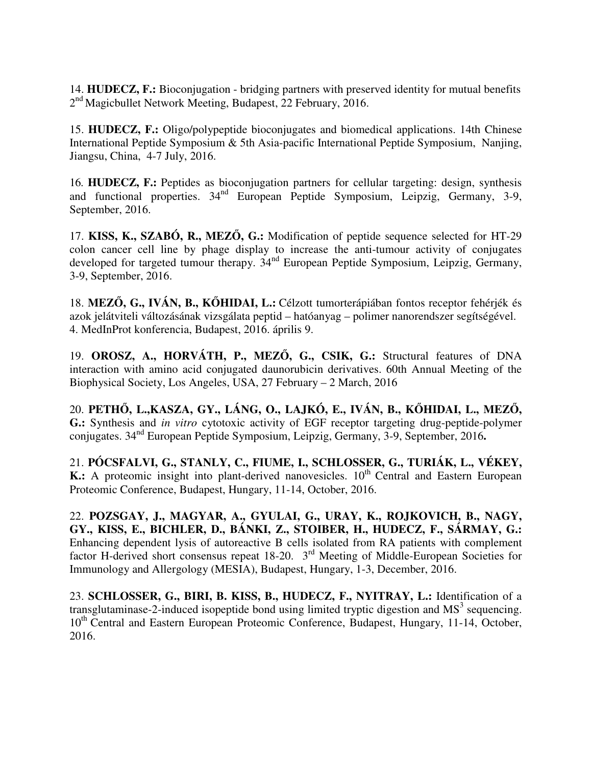14. **HUDECZ, F.:** Bioconjugation - bridging partners with preserved identity for mutual benefits 2[nd] Magicbullet Network Meeting, Budapest, 22 February, 2016.

15. **HUDECZ, F.:** Oligo/polypeptide bioconjugates and biomedical applications. 14th Chinese International Peptide Symposium & 5th Asia-pacific International Peptide Symposium, Nanjing, Jiangsu, China, 4-7 July, 2016.

16. **HUDECZ, F.:** Peptides as bioconjugation partners for cellular targeting: design, synthesis and functional properties. 34[nd] European Peptide Symposium, Leipzig, Germany, 3-9, September, 2016.

17. **KISS, K., SZABÓ, R., MEZŐ, G.:** Modification of peptide sequence selected for HT-29 colon cancer cell line by phage display to increase the anti-tumour activity of conjugates developed for targeted tumour therapy. 34[nd] European Peptide Symposium, Leipzig, Germany, 3-9, September, 2016.

18. **MEZŐ, G., IVÁN, B., KŐHIDAI, L.:** Célzott tumorterápiában fontos receptor fehérjék és azok jelátviteli változásának vizsgálata peptid – hatóanyag – polimer nanorendszer segítségével. 4. MedInProt konferencia, Budapest, 2016. április 9.

19. **OROSZ, A., HORVÁTH, P., MEZŐ, G., CSIK, G.:** Structural features of DNA interaction with amino acid conjugated daunorubicin derivatives. 60th Annual Meeting of the Biophysical Society, Los Angeles, USA, 27 February – 2 March, 2016

20. **PETHŐ, L.,KASZA, GY., LÁNG, O., LAJKÓ, E., IVÁN, B., KŐHIDAI, L., MEZŐ, G.:** Synthesis and *in vitro* cytotoxic activity of EGF receptor targeting drug-peptide-polymer conjugates. 34[nd] European Peptide Symposium, Leipzig, Germany, 3-9, September, 2016**.**

21. **PÓCSFALVI, G., STANLY, C., FIUME, I., SCHLOSSER, G., TURIÁK, L., VÉKEY, K.:** A proteomic insight into plant-derived nanovesicles. 10[th] Central and Eastern European Proteomic Conference, Budapest, Hungary, 11-14, October, 2016.

22. **POZSGAY, J., MAGYAR, A., GYULAI, G., URAY, K., ROJKOVICH, B., NAGY, GY., KISS, E., BICHLER, D., BÁNKI, Z., STOIBER, H., HUDECZ, F., SÁRMAY, G.:** Enhancing dependent lysis of autoreactive B cells isolated from RA patients with complement factor H-derived short consensus repeat 18-20. 3[rd] Meeting of Middle-European Societies for Immunology and Allergology (MESIA), Budapest, Hungary, 1-3, December, 2016.

23. **SCHLOSSER, G., BIRI, B. KISS, B., HUDECZ, F., NYITRAY, L.:** Identification of a transglutaminase-2-induced isopeptide bond using limited tryptic digestion and $MS^3$ sequencing. 10[th] Central and Eastern European Proteomic Conference, Budapest, Hungary, 11-14, October, 2016.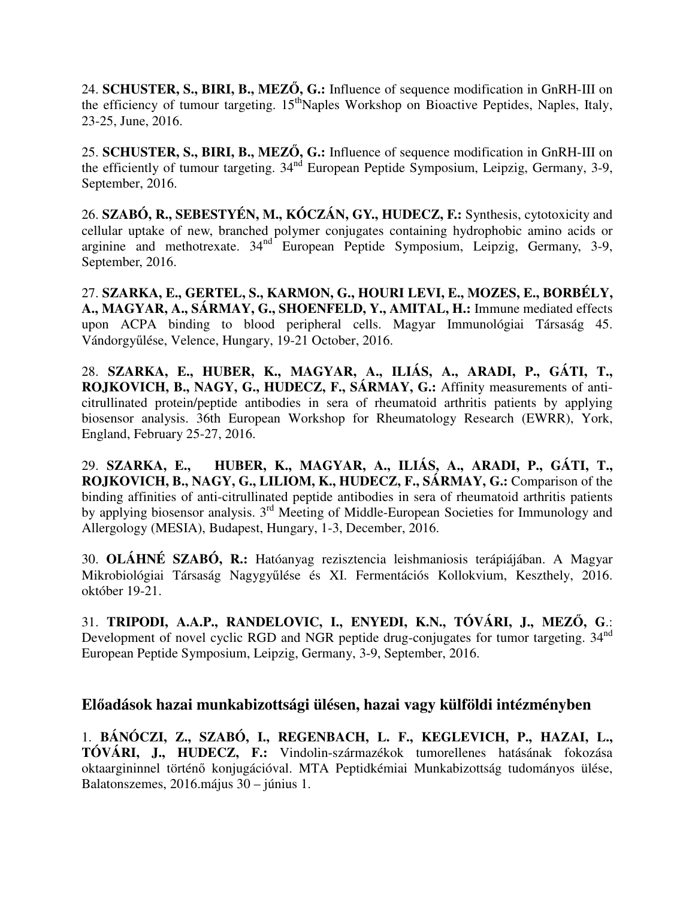24. **SCHUSTER, S., BIRI, B., MEZŐ, G.:** Influence of sequence modification in GnRH-III on the efficiency of tumour targeting. 15[th]Naples Workshop on Bioactive Peptides, Naples, Italy, 23-25, June, 2016.

25. **SCHUSTER, S., BIRI, B., MEZŐ, G.:** Influence of sequence modification in GnRH-III on the efficiently of tumour targeting. 34[nd] European Peptide Symposium, Leipzig, Germany, 3-9, September, 2016.

26. **SZABÓ, R., SEBESTYÉN, M., KÓCZÁN, GY., HUDECZ, F.:** Synthesis, cytotoxicity and cellular uptake of new, branched polymer conjugates containing hydrophobic amino acids or arginine and methotrexate. 34[nd] European Peptide Symposium, Leipzig, Germany, 3-9, September, 2016.

27. **SZARKA, E., GERTEL, S., KARMON, G., HOURI LEVI, E., MOZES, E., BORBÉLY, A., MAGYAR, A., SÁRMAY, G., SHOENFELD, Y., AMITAL, H.:** Immune mediated effects upon ACPA binding to blood peripheral cells. Magyar Immunológiai Társaság 45. Vándorgyűlése, Velence, Hungary, 19-21 October, 2016.

28. **SZARKA, E., HUBER, K., MAGYAR, A., ILIÁS, A., ARADI, P., GÁTI, T., ROJKOVICH, B., NAGY, G., HUDECZ, F., SÁRMAY, G.:** Affinity measurements of anti-citrullinated protein/peptide antibodies in sera of rheumatoid arthritis patients by applying biosensor analysis. 36th European Workshop for Rheumatology Research (EWRR), York, England, February 25-27, 2016.

29. **SZARKA, E., HUBER, K., MAGYAR, A., ILIÁS, A., ARADI, P., GÁTI, T., ROJKOVICH, B., NAGY, G., LILIOM, K., HUDECZ, F., SÁRMAY, G.:** Comparison of the binding affinities of anti-citrullinated peptide antibodies in sera of rheumatoid arthritis patients by applying biosensor analysis. 3[rd] Meeting of Middle-European Societies for Immunology and Allergology (MESIA), Budapest, Hungary, 1-3, December, 2016.

30. **OLÁHNÉ SZABÓ, R.:** Hatóanyag rezisztencia leishmaniosis terápiájában. A Magyar Mikrobiológiai Társaság Nagygyűlése és XI. Fermentációs Kollokvium, Keszthely, 2016. október 19-21.

31. **TRIPODI, A.A.P., RANDELOVIC, I., ENYEDI, K.N., TÓVÁRI, J., MEZŐ, G**.: Development of novel cyclic RGD and NGR peptide drug-conjugates for tumor targeting. 34[nd] European Peptide Symposium, Leipzig, Germany, 3-9, September, 2016.

## Előadások hazai munkabizottsági ülésen, hazai vagy külföldi intézményben

1. **BÁNÓCZI, Z., SZABÓ, I., REGENBACH, L. F., KEGLEVICH, P., HAZAI, L., TÓVÁRI, J., HUDECZ, F.:** Vindolin-származékok tumorellenes hatásának fokozása oktaargininnel történő konjugációval. MTA Peptidkémiai Munkabizottság tudományos ülése, Balatonszemes, 2016.május 30 – június 1.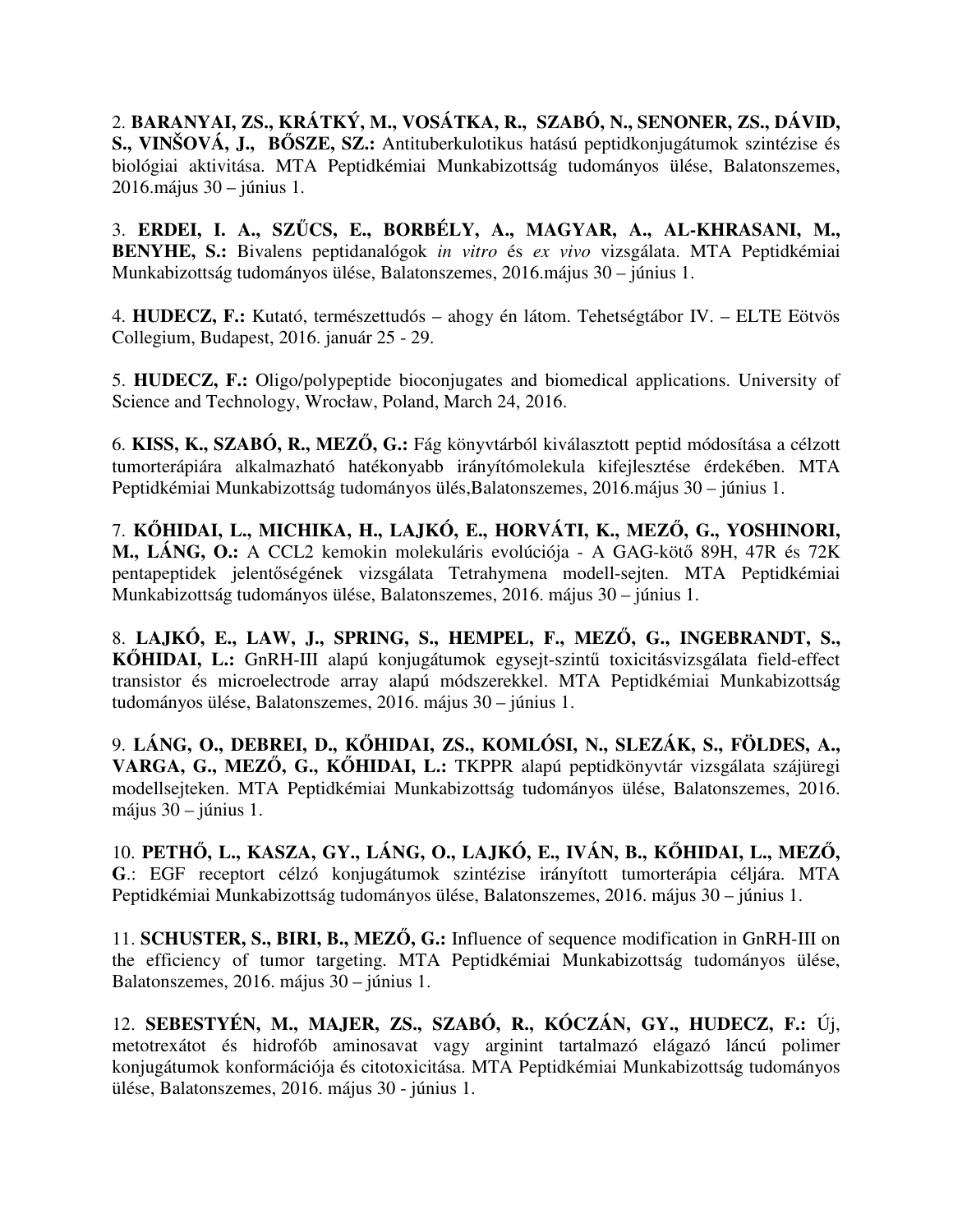2. **BARANYAI, ZS., KRÁTKÝ, M., VOSÁTKA, R., SZABÓ, N., SENONER, ZS., DÁVID, S., VINŠOVÁ, J., BŐSZE, SZ.:** Antituberkulotikus hatású peptidkonjugátumok szintézise és biológiai aktivitása. MTA Peptidkémiai Munkabizottság tudományos ülése, Balatonszemes, 2016.május 30 – június 1.

3. **ERDEI, I. A., SZŰCS, E., BORBÉLY, A., MAGYAR, A., AL-KHRASANI, M., BENYHE, S.:** Bivalens peptidanalógok *in vitro* és *ex vivo* vizsgálata. MTA Peptidkémiai Munkabizottság tudományos ülése, Balatonszemes, 2016.május 30 – június 1.

4. **HUDECZ, F.:** Kutató, természettudós – ahogy én látom. Tehetségtábor IV. – ELTE Eötvös Collegium, Budapest, 2016. január 25 - 29.

5. **HUDECZ, F.:** Oligo/polypeptide bioconjugates and biomedical applications. University of Science and Technology, Wrocław, Poland, March 24, 2016.

6. **KISS, K., SZABÓ, R., MEZŐ, G.:** Fág könyvtárból kiválasztott peptid módosítása a célzott tumorterápiára alkalmazható hatékonyabb irányítómolekula kifejlesztése érdekében. MTA Peptidkémiai Munkabizottság tudományos ülés,Balatonszemes, 2016.május 30 – június 1.

7. **KŐHIDAI, L., MICHIKA, H., LAJKÓ, E., HORVÁTI, K., MEZŐ, G., YOSHINORI, M., LÁNG, O.:** A CCL2 kemokin molekuláris evolúciója - A GAG-kötő 89H, 47R és 72K pentapeptidek jelentőségének vizsgálata Tetrahymena modell-sejten. MTA Peptidkémiai Munkabizottság tudományos ülése, Balatonszemes, 2016. május 30 – június 1.

8. **LAJKÓ, E., LAW, J., SPRING, S., HEMPEL, F., MEZŐ, G., INGEBRANDT, S., KŐHIDAI, L.:** GnRH-III alapú konjugátumok egysejt-szintű toxicitásvizsgálata field-effect transistor és microelectrode array alapú módszerekkel. MTA Peptidkémiai Munkabizottság tudományos ülése, Balatonszemes, 2016. május 30 – június 1.

9. **LÁNG, O., DEBREI, D., KŐHIDAI, ZS., KOMLÓSI, N., SLEZÁK, S., FÖLDES, A., VARGA, G., MEZŐ, G., KŐHIDAI, L.:** TKPPR alapú peptidkönyvtár vizsgálata szájüregi modellsejteken. MTA Peptidkémiai Munkabizottság tudományos ülése, Balatonszemes, 2016. május 30 – június 1.

10. **PETHŐ, L., KASZA, GY., LÁNG, O., LAJKÓ, E., IVÁN, B., KŐHIDAI, L., MEZŐ, G**.: EGF receptort célzó konjugátumok szintézise irányított tumorterápia céljára. MTA Peptidkémiai Munkabizottság tudományos ülése, Balatonszemes, 2016. május 30 – június 1.

11. **SCHUSTER, S., BIRI, B., MEZŐ, G.:** Influence of sequence modification in GnRH-III on the efficiency of tumor targeting. MTA Peptidkémiai Munkabizottság tudományos ülése, Balatonszemes, 2016. május 30 – június 1.

12. **SEBESTYÉN, M., MAJER, ZS., SZABÓ, R., KÓCZÁN, GY., HUDECZ, F.:** Új, metotrexátot és hidrofób aminosavat vagy arginint tartalmazó elágazó láncú polimer konjugátumok konformációja és citotoxicitása. MTA Peptidkémiai Munkabizottság tudományos ülése, Balatonszemes, 2016. május 30 - június 1.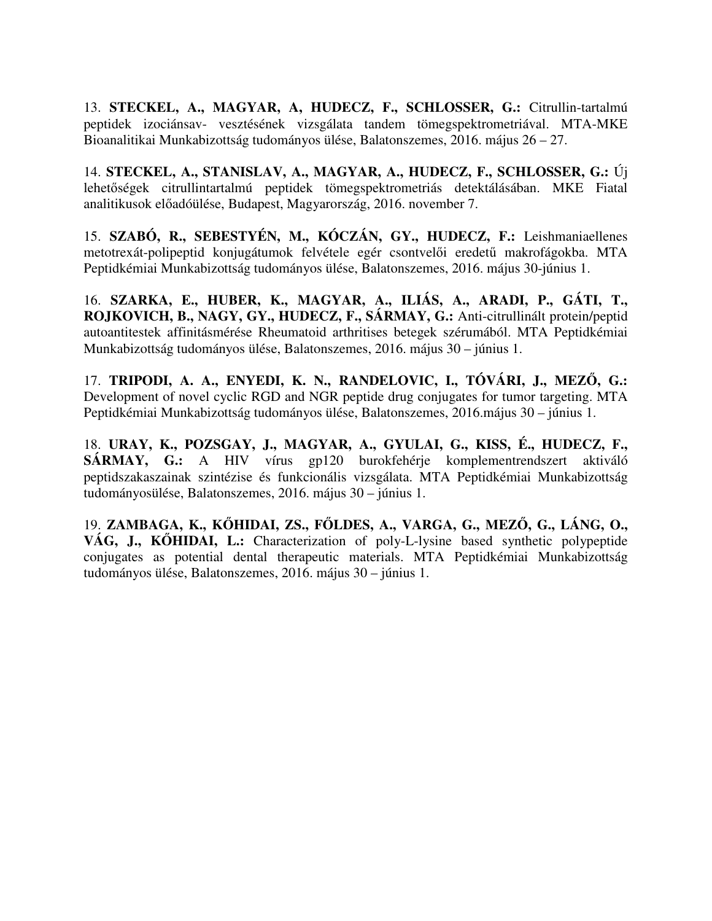13. **STECKEL, A., MAGYAR, A, HUDECZ, F., SCHLOSSER, G.:** Citrullin-tartalmú peptidek izociánsav- vesztésének vizsgálata tandem tömegspektrometriával. MTA-MKE Bioanalitikai Munkabizottság tudományos ülése, Balatonszemes, 2016. május 26 – 27.

14. **STECKEL, A., STANISLAV, A., MAGYAR, A., HUDECZ, F., SCHLOSSER, G.:** Új lehetőségek citrullintartalmú peptidek tömegspektrometriás detektálásában. MKE Fiatal analitikusok előadóülése, Budapest, Magyarország, 2016. november 7.

15. **SZABÓ, R., SEBESTYÉN, M., KÓCZÁN, GY., HUDECZ, F.:** Leishmaniaellenes metotrexát-polipeptid konjugátumok felvétele egér csontvelői eredetű makrofágokba. MTA Peptidkémiai Munkabizottság tudományos ülése, Balatonszemes, 2016. május 30-június 1.

16. **SZARKA, E., HUBER, K., MAGYAR, A., ILIÁS, A., ARADI, P., GÁTI, T., ROJKOVICH, B., NAGY, GY., HUDECZ, F., SÁRMAY, G.:** Anti-citrullinált protein/peptid autoantitestek affinitásmérése Rheumatoid arthritises betegek szérumából. MTA Peptidkémiai Munkabizottság tudományos ülése, Balatonszemes, 2016. május 30 – június 1.

17. **TRIPODI, A. A., ENYEDI, K. N., RANDELOVIC, I., TÓVÁRI, J., MEZŐ, G.:** Development of novel cyclic RGD and NGR peptide drug conjugates for tumor targeting. MTA Peptidkémiai Munkabizottság tudományos ülése, Balatonszemes, 2016.május 30 – június 1.

18. **URAY, K., POZSGAY, J., MAGYAR, A., GYULAI, G., KISS, É., HUDECZ, F., SÁRMAY, G.:** A HIV vírus gp120 burokfehérje komplementrendszert aktiváló peptidszakaszainak szintézise és funkcionális vizsgálata. MTA Peptidkémiai Munkabizottság tudományosülése, Balatonszemes, 2016. május 30 – június 1.

19. **ZAMBAGA, K., KŐHIDAI, ZS., FŐLDES, A., VARGA, G., MEZŐ, G., LÁNG, O., VÁG, J., KŐHIDAI, L.:** Characterization of poly-L-lysine based synthetic polypeptide conjugates as potential dental therapeutic materials. MTA Peptidkémiai Munkabizottság tudományos ülése, Balatonszemes, 2016. május 30 – június 1.